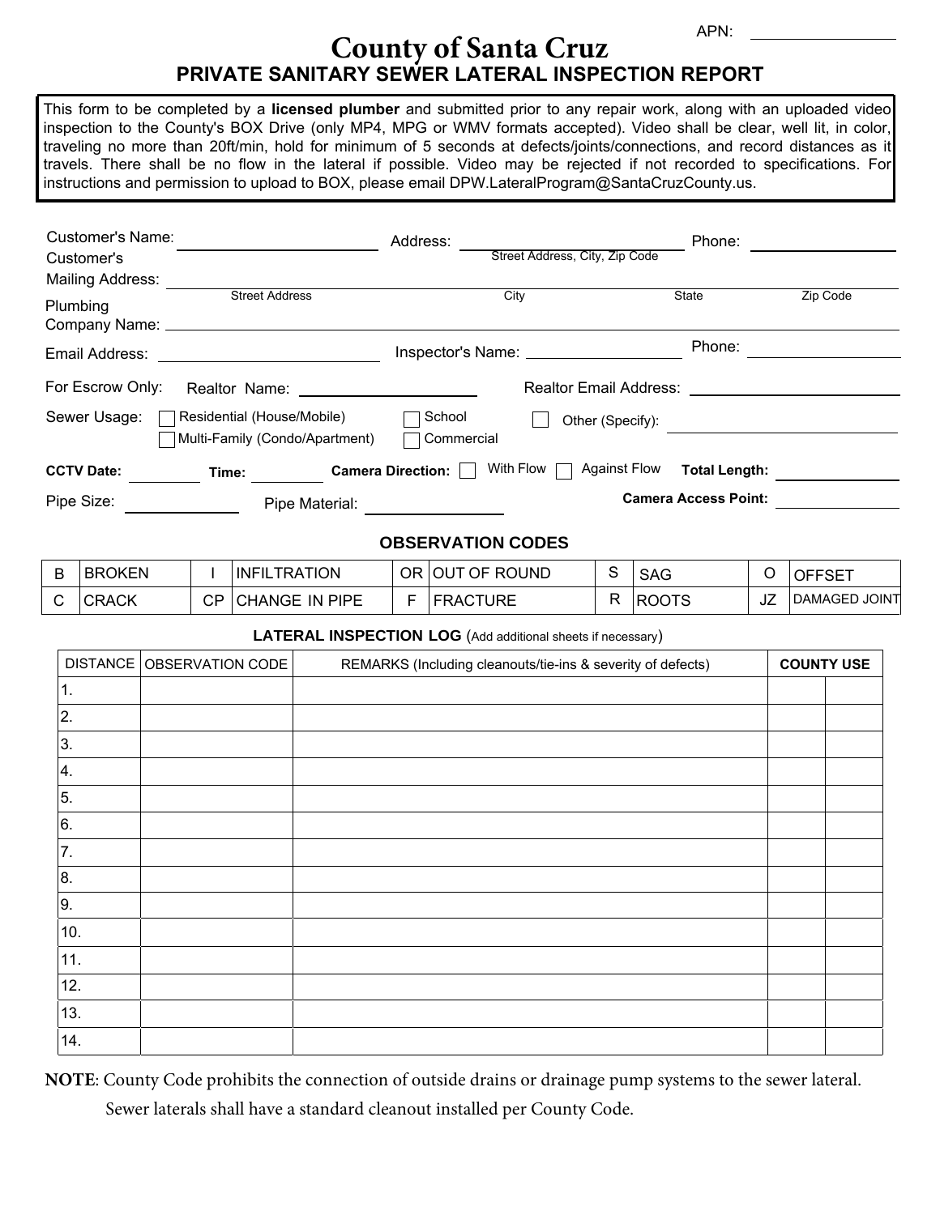APN: ________________

# County of Santa Cruz

## PRIVATE SANITARY SEWER LATERAL INSPECTION REPORT

This form to be completed by a **licensed plumber** and submitted prior to any repair work, along with an uploaded video inspection to the County's BOX Drive (only MP4, MPG or WMV formats accepted). Video shall be clear, well lit, in color, traveling no more than 20ft/min, hold for minimum of 5 seconds at defects/joints/connections, and record distances as it travels. There shall be no flow in the lateral if possible. Video may be rejected if not recorded to specifications. For instructions and permission to upload to BOX, please email DPW.LateralProgram@SantaCruzCounty.us.

Customer's Name: ____________________ Address: ____________________ (Street Address, City, Zip Code) Phone: ____________________

Customer's Mailing Address: ____________________ (Street Address) ____________________ (City) ____________________ (State) ____________________ (Zip Code)

Plumbing Company Name: ____________________

Email Address: ____________________ Inspector's Name: ____________________ Phone: ____________________

For Escrow Only: Realtor Name: ____________________ Realtor Email Address: ____________________

Sewer Usage: ☐ Residential (House/Mobile) ☐ Multi-Family (Condo/Apartment) ☐ School ☐ Commercial ☐ Other (Specify): ____________________

**CCTV Date:** ________ **Time:** ________ **Camera Direction:** ☐ With Flow ☐ Against Flow **Total Length:** ____________

Pipe Size: ____________ Pipe Material: ____________ **Camera Access Point:** ____________

### OBSERVATION CODES

| | | | | | | | | | |
|---|---|---|---|---|---|---|---|---|---|
| B | BROKEN | I | INFILTRATION | OR | OUT OF ROUND | S | SAG | O | OFFSET |
| C | CRACK | CP | CHANGE IN PIPE | F | FRACTURE | R | ROOTS | JZ | DAMAGED JOINT |

**LATERAL INSPECTION LOG** (Add additional sheets if necessary)

| DISTANCE | OBSERVATION CODE | REMARKS (Including cleanouts/tie-ins & severity of defects) | **COUNTY USE** | |
|---|---|---|---|---|
| 1. | | | | |
| 2. | | | | |
| 3. | | | | |
| 4. | | | | |
| 5. | | | | |
| 6. | | | | |
| 7. | | | | |
| 8. | | | | |
| 9. | | | | |
| 10. | | | | |
| 11. | | | | |
| 12. | | | | |
| 13. | | | | |
| 14. | | | | |

**NOTE**: County Code prohibits the connection of outside drains or drainage pump systems to the sewer lateral.
Sewer laterals shall have a standard cleanout installed per County Code.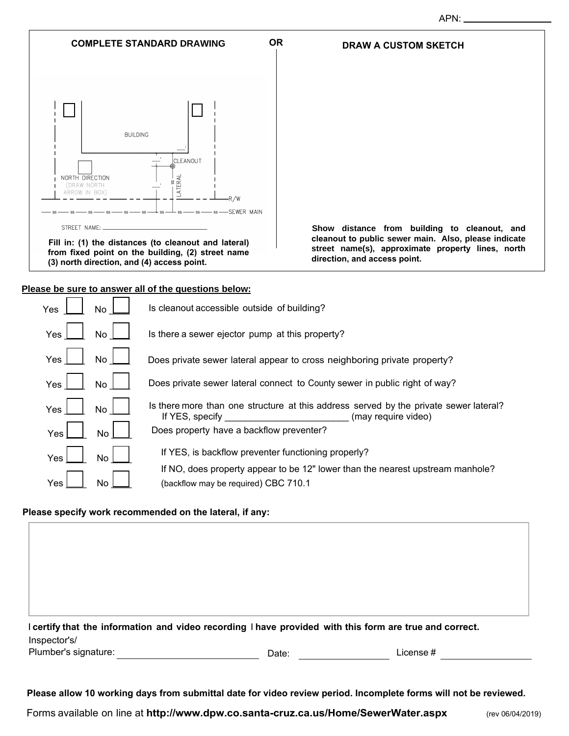APN: ______________

**COMPLETE STANDARD DRAWING** **OR** **DRAW A CUSTOM SKETCH**

BUILDING

CLEANOUT

NORTH DIRECTION
(DRAW NORTH ARROW IN BOX)

LATERAL

R/W

SEWER MAIN

STREET NAME: ______________________________

**Fill in: (1) the distances (to cleanout and lateral) from fixed point on the building, (2) street name (3) north direction, and (4) access point.**

**Show distance from building to cleanout, and cleanout to public sewer main. Also, please indicate street name(s), approximate property lines, north direction, and access point.**

**Please be sure to answer all of the questions below:**

| | | |
|---|---|---|
| Yes ☐ | No ☐ | Is cleanout accessible outside of building? |
| Yes ☐ | No ☐ | Is there a sewer ejector pump at this property? |
| Yes ☐ | No ☐ | Does private sewer lateral appear to cross neighboring private property? |
| Yes ☐ | No ☐ | Does private sewer lateral connect to County sewer in public right of way? |
| Yes ☐ | No ☐ | Is there more than one structure at this address served by the private sewer lateral? If YES, specify ________________________ (may require video) |
| Yes ☐ | No ☐ | Does property have a backflow preventer? |
| Yes ☐ | No ☐ | If YES, is backflow preventer functioning properly? |
| Yes ☐ | No ☐ | If NO, does property appear to be 12" lower than the nearest upstream manhole? (backflow may be required) CBC 710.1 |

**Please specify work recommended on the lateral, if any:**

I **certify that the information and video recording** I **have provided with this form are true and correct.**

Inspector's/
Plumber's signature: ____________________ Date: ______________ License # ______________

**Please allow 10 working days from submittal date for video review period. Incomplete forms will not be reviewed.**

Forms available on line at **http://www.dpw.co.santa-cruz.ca.us/Home/SewerWater.aspx** (rev 06/04/2019)